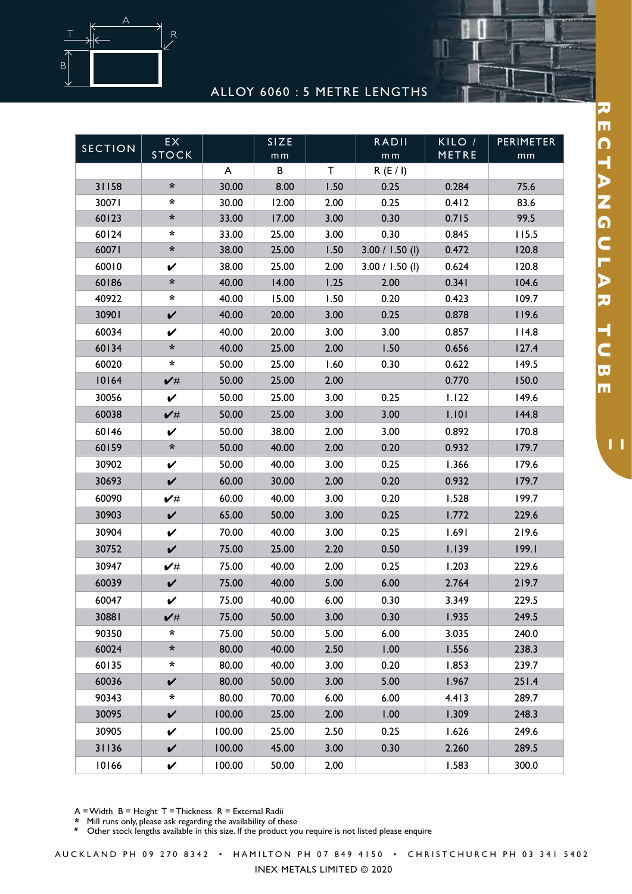# RECTANGULAR TUBE

## ALLOY 6060 : 5 METRE LENGTHS

| SECTION | EX STOCK | SIZE mm | | | RADII mm | KILO / METRE | PERIMETER mm |
|---|---|---|---|---|---|---|---|
| | | A | B | T | R (E / I) | | |
| 31158 | * | 30.00 | 8.00 | 1.50 | 0.25 | 0.284 | 75.6 |
| 30071 | * | 30.00 | 12.00 | 2.00 | 0.25 | 0.412 | 83.6 |
| 60123 | * | 33.00 | 17.00 | 3.00 | 0.30 | 0.715 | 99.5 |
| 60124 | * | 33.00 | 25.00 | 3.00 | 0.30 | 0.845 | 115.5 |
| 60071 | * | 38.00 | 25.00 | 1.50 | 3.00 / 1.50 (I) | 0.472 | 120.8 |
| 60010 | ✔ | 38.00 | 25.00 | 2.00 | 3.00 / 1.50 (I) | 0.624 | 120.8 |
| 60186 | * | 40.00 | 14.00 | 1.25 | 2.00 | 0.341 | 104.6 |
| 40922 | * | 40.00 | 15.00 | 1.50 | 0.20 | 0.423 | 109.7 |
| 30901 | ✔ | 40.00 | 20.00 | 3.00 | 0.25 | 0.878 | 119.6 |
| 60034 | ✔ | 40.00 | 20.00 | 3.00 | 3.00 | 0.857 | 114.8 |
| 60134 | * | 40.00 | 25.00 | 2.00 | 1.50 | 0.656 | 127.4 |
| 60020 | * | 50.00 | 25.00 | 1.60 | 0.30 | 0.622 | 149.5 |
| 10164 | ✔# | 50.00 | 25.00 | 2.00 | | 0.770 | 150.0 |
| 30056 | ✔ | 50.00 | 25.00 | 3.00 | 0.25 | 1.122 | 149.6 |
| 60038 | ✔# | 50.00 | 25.00 | 3.00 | 3.00 | 1.101 | 144.8 |
| 60146 | ✔ | 50.00 | 38.00 | 2.00 | 3.00 | 0.892 | 170.8 |
| 60159 | * | 50.00 | 40.00 | 2.00 | 0.20 | 0.932 | 179.7 |
| 30902 | ✔ | 50.00 | 40.00 | 3.00 | 0.25 | 1.366 | 179.6 |
| 30693 | ✔ | 60.00 | 30.00 | 2.00 | 0.20 | 0.932 | 179.7 |
| 60090 | ✔# | 60.00 | 40.00 | 3.00 | 0.20 | 1.528 | 199.7 |
| 30903 | ✔ | 65.00 | 50.00 | 3.00 | 0.25 | 1.772 | 229.6 |
| 30904 | ✔ | 70.00 | 40.00 | 3.00 | 0.25 | 1.691 | 219.6 |
| 30752 | ✔ | 75.00 | 25.00 | 2.20 | 0.50 | 1.139 | 199.1 |
| 30947 | ✔# | 75.00 | 40.00 | 2.00 | 0.25 | 1.203 | 229.6 |
| 60039 | ✔ | 75.00 | 40.00 | 5.00 | 6.00 | 2.764 | 219.7 |
| 60047 | ✔ | 75.00 | 40.00 | 6.00 | 0.30 | 3.349 | 229.5 |
| 30881 | ✔# | 75.00 | 50.00 | 3.00 | 0.30 | 1.935 | 249.5 |
| 90350 | * | 75.00 | 50.00 | 5.00 | 6.00 | 3.035 | 240.0 |
| 60024 | * | 80.00 | 40.00 | 2.50 | 1.00 | 1.556 | 238.3 |
| 60135 | * | 80.00 | 40.00 | 3.00 | 0.20 | 1.853 | 239.7 |
| 60036 | ✔ | 80.00 | 50.00 | 3.00 | 5.00 | 1.967 | 251.4 |
| 90343 | * | 80.00 | 70.00 | 6.00 | 6.00 | 4.413 | 289.7 |
| 30095 | ✔ | 100.00 | 25.00 | 2.00 | 1.00 | 1.309 | 248.3 |
| 30905 | ✔ | 100.00 | 25.00 | 2.50 | 0.25 | 1.626 | 249.6 |
| 31136 | ✔ | 100.00 | 45.00 | 3.00 | 0.30 | 2.260 | 289.5 |
| 10166 | ✔ | 100.00 | 50.00 | 2.00 | | 1.583 | 300.0 |

A = Width B = Height T = Thickness R = External Radii

* Mill runs only, please ask regarding the availability of these

# Other stock lengths available in this size. If the product you require is not listed please enquire

AUCKLAND PH 09 270 8342 • HAMILTON PH 07 849 4150 • CHRISTCHURCH PH 03 341 5402

INEX METALS LIMITED © 2020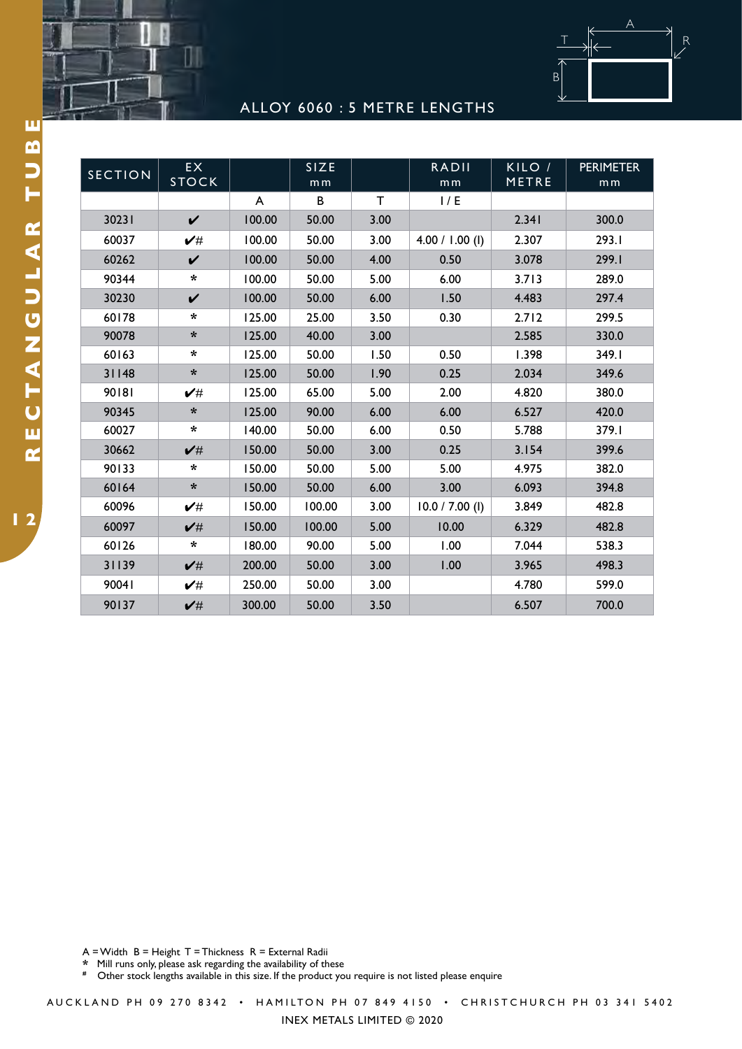# RECTANGULAR TUBE

## ALLOY 6060 : 5 METRE LENGTHS

| SECTION | EX STOCK | SIZE mm | | | RADII mm | KILO / METRE | PERIMETER mm |
|---|---|---|---|---|---|---|---|
| | | A | B | T | I / E | | |
| 30231 | ✔ | 100.00 | 50.00 | 3.00 | | 2.341 | 300.0 |
| 60037 | ✔# | 100.00 | 50.00 | 3.00 | 4.00 / 1.00 (I) | 2.307 | 293.1 |
| 60262 | ✔ | 100.00 | 50.00 | 4.00 | 0.50 | 3.078 | 299.1 |
| 90344 | * | 100.00 | 50.00 | 5.00 | 6.00 | 3.713 | 289.0 |
| 30230 | ✔ | 100.00 | 50.00 | 6.00 | 1.50 | 4.483 | 297.4 |
| 60178 | * | 125.00 | 25.00 | 3.50 | 0.30 | 2.712 | 299.5 |
| 90078 | * | 125.00 | 40.00 | 3.00 | | 2.585 | 330.0 |
| 60163 | * | 125.00 | 50.00 | 1.50 | 0.50 | 1.398 | 349.1 |
| 31148 | * | 125.00 | 50.00 | 1.90 | 0.25 | 2.034 | 349.6 |
| 90181 | ✔# | 125.00 | 65.00 | 5.00 | 2.00 | 4.820 | 380.0 |
| 90345 | * | 125.00 | 90.00 | 6.00 | 6.00 | 6.527 | 420.0 |
| 60027 | * | 140.00 | 50.00 | 6.00 | 0.50 | 5.788 | 379.1 |
| 30662 | ✔# | 150.00 | 50.00 | 3.00 | 0.25 | 3.154 | 399.6 |
| 90133 | * | 150.00 | 50.00 | 5.00 | 5.00 | 4.975 | 382.0 |
| 60164 | * | 150.00 | 50.00 | 6.00 | 3.00 | 6.093 | 394.8 |
| 60096 | ✔# | 150.00 | 100.00 | 3.00 | 10.0 / 7.00 (I) | 3.849 | 482.8 |
| 60097 | ✔# | 150.00 | 100.00 | 5.00 | 10.00 | 6.329 | 482.8 |
| 60126 | * | 180.00 | 90.00 | 5.00 | 1.00 | 7.044 | 538.3 |
| 31139 | ✔# | 200.00 | 50.00 | 3.00 | 1.00 | 3.965 | 498.3 |
| 90041 | ✔# | 250.00 | 50.00 | 3.00 | | 4.780 | 599.0 |
| 90137 | ✔# | 300.00 | 50.00 | 3.50 | | 6.507 | 700.0 |

A = Width B = Height T = Thickness R = External Radii

* Mill runs only, please ask regarding the availability of these

# Other stock lengths available in this size. If the product you require is not listed please enquire

AUCKLAND PH 09 270 8342 • HAMILTON PH 07 849 4150 • CHRISTCHURCH PH 03 341 5402

INEX METALS LIMITED © 2020